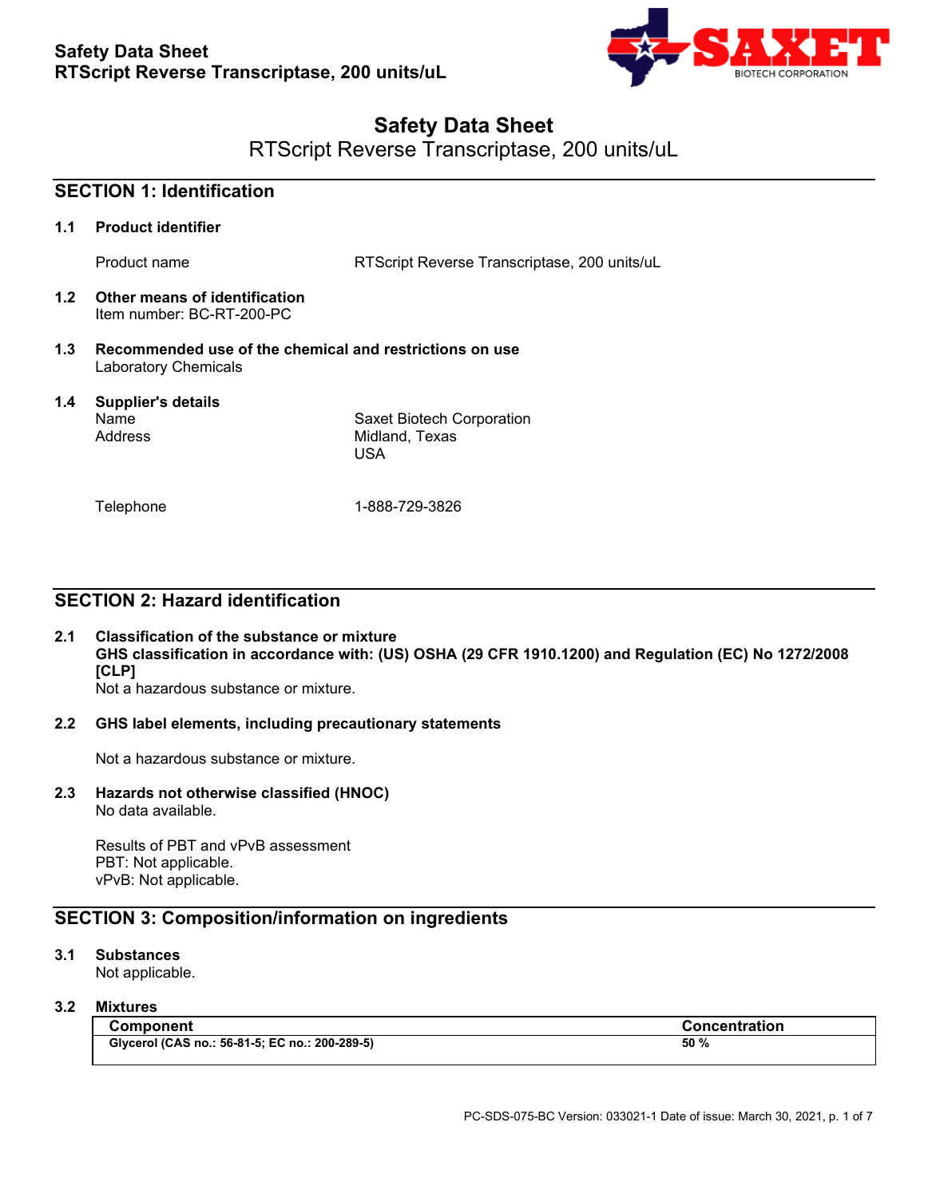# Safety Data Sheet

RTScript Reverse Transcriptase, 200 units/uL

## SECTION 1: Identification

### 1.1 Product identifier

Product name RTScript Reverse Transcriptase, 200 units/uL

### 1.2 Other means of identification

Item number: BC-RT-200-PC

### 1.3 Recommended use of the chemical and restrictions on use

Laboratory Chemicals

### 1.4 Supplier's details

Name Saxet Biotech Corporation
Address Midland, Texas
USA

Telephone 1-888-729-3826

## SECTION 2: Hazard identification

### 2.1 Classification of the substance or mixture

**GHS classification in accordance with: (US) OSHA (29 CFR 1910.1200) and Regulation (EC) No 1272/2008 [CLP]**

Not a hazardous substance or mixture.

### 2.2 GHS label elements, including precautionary statements

Not a hazardous substance or mixture.

### 2.3 Hazards not otherwise classified (HNOC)

No data available.

Results of PBT and vPvB assessment
PBT: Not applicable.
vPvB: Not applicable.

## SECTION 3: Composition/information on ingredients

### 3.1 Substances

Not applicable.

### 3.2 Mixtures

| Component | Concentration |
|---|---|
| Glycerol (CAS no.: 56-81-5; EC no.: 200-289-5) | 50 % |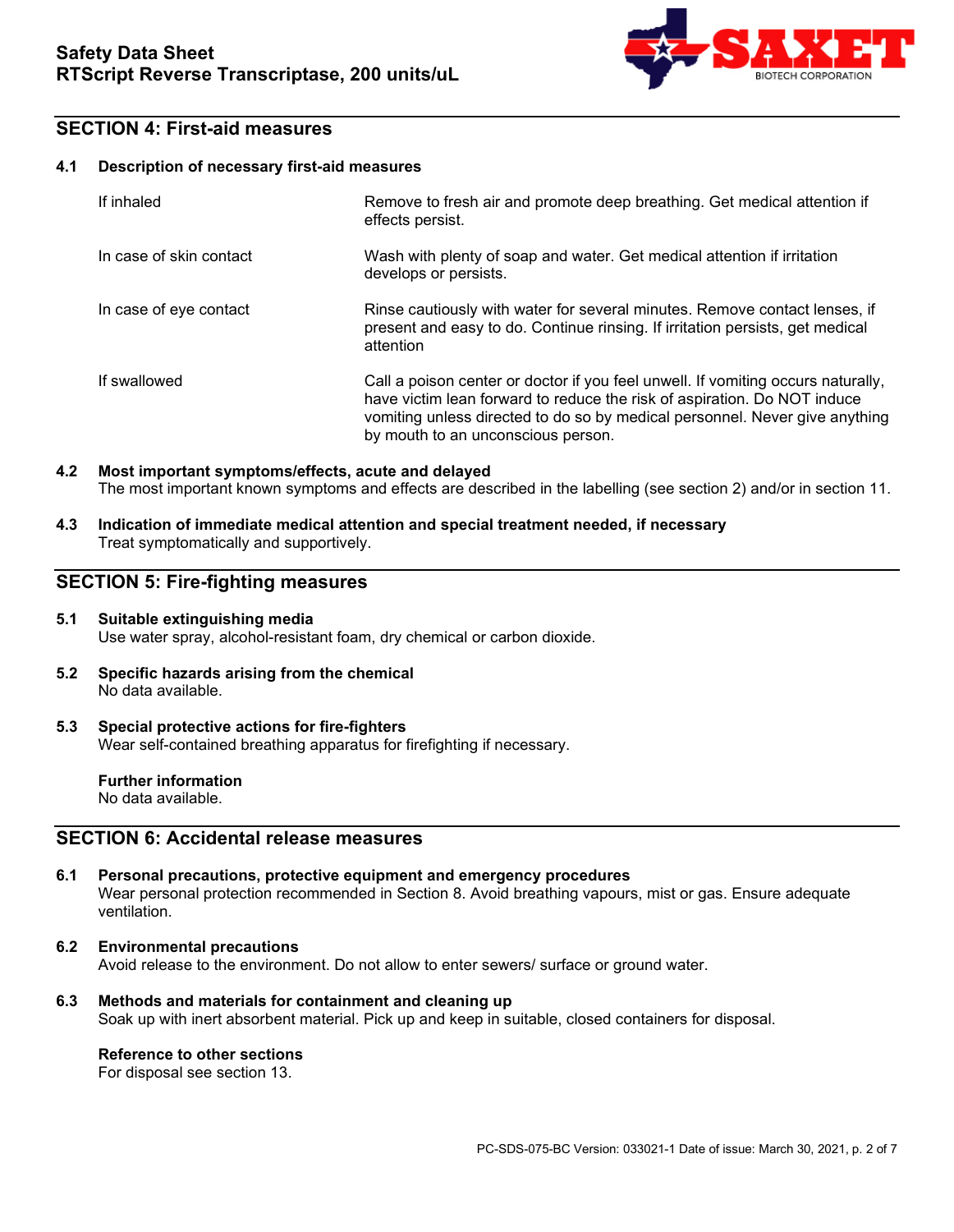## SECTION 4: First-aid measures

### 4.1 Description of necessary first-aid measures

| | |
|---|---|
| If inhaled | Remove to fresh air and promote deep breathing. Get medical attention if effects persist. |
| In case of skin contact | Wash with plenty of soap and water. Get medical attention if irritation develops or persists. |
| In case of eye contact | Rinse cautiously with water for several minutes. Remove contact lenses, if present and easy to do. Continue rinsing. If irritation persists, get medical attention |
| If swallowed | Call a poison center or doctor if you feel unwell. If vomiting occurs naturally, have victim lean forward to reduce the risk of aspiration. Do NOT induce vomiting unless directed to do so by medical personnel. Never give anything by mouth to an unconscious person. |

### 4.2 Most important symptoms/effects, acute and delayed

The most important known symptoms and effects are described in the labelling (see section 2) and/or in section 11.

### 4.3 Indication of immediate medical attention and special treatment needed, if necessary

Treat symptomatically and supportively.

## SECTION 5: Fire-fighting measures

### 5.1 Suitable extinguishing media

Use water spray, alcohol-resistant foam, dry chemical or carbon dioxide.

### 5.2 Specific hazards arising from the chemical

No data available.

### 5.3 Special protective actions for fire-fighters

Wear self-contained breathing apparatus for firefighting if necessary.

**Further information**

No data available.

## SECTION 6: Accidental release measures

### 6.1 Personal precautions, protective equipment and emergency procedures

Wear personal protection recommended in Section 8. Avoid breathing vapours, mist or gas. Ensure adequate ventilation.

### 6.2 Environmental precautions

Avoid release to the environment. Do not allow to enter sewers/ surface or ground water.

### 6.3 Methods and materials for containment and cleaning up

Soak up with inert absorbent material. Pick up and keep in suitable, closed containers for disposal.

**Reference to other sections**

For disposal see section 13.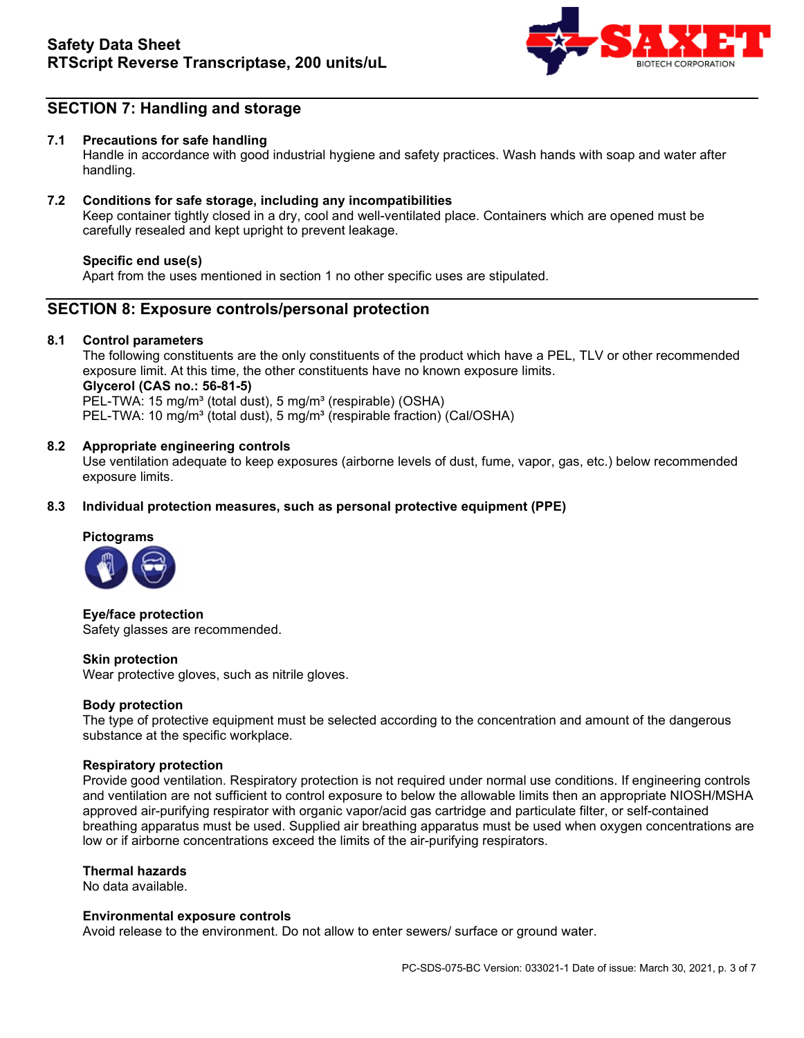## SECTION 7: Handling and storage

**7.1 Precautions for safe handling**

Handle in accordance with good industrial hygiene and safety practices. Wash hands with soap and water after handling.

**7.2 Conditions for safe storage, including any incompatibilities**

Keep container tightly closed in a dry, cool and well-ventilated place. Containers which are opened must be carefully resealed and kept upright to prevent leakage.

**Specific end use(s)**

Apart from the uses mentioned in section 1 no other specific uses are stipulated.

## SECTION 8: Exposure controls/personal protection

**8.1 Control parameters**

The following constituents are the only constituents of the product which have a PEL, TLV or other recommended exposure limit. At this time, the other constituents have no known exposure limits.

**Glycerol (CAS no.: 56-81-5)**

PEL-TWA: 15 mg/m³ (total dust), 5 mg/m³ (respirable) (OSHA)
PEL-TWA: 10 mg/m³ (total dust), 5 mg/m³ (respirable fraction) (Cal/OSHA)

**8.2 Appropriate engineering controls**

Use ventilation adequate to keep exposures (airborne levels of dust, fume, vapor, gas, etc.) below recommended exposure limits.

**8.3 Individual protection measures, such as personal protective equipment (PPE)**

**Pictograms**

**Eye/face protection**

Safety glasses are recommended.

**Skin protection**

Wear protective gloves, such as nitrile gloves.

**Body protection**

The type of protective equipment must be selected according to the concentration and amount of the dangerous substance at the specific workplace.

**Respiratory protection**

Provide good ventilation. Respiratory protection is not required under normal use conditions. If engineering controls and ventilation are not sufficient to control exposure to below the allowable limits then an appropriate NIOSH/MSHA approved air-purifying respirator with organic vapor/acid gas cartridge and particulate filter, or self-contained breathing apparatus must be used. Supplied air breathing apparatus must be used when oxygen concentrations are low or if airborne concentrations exceed the limits of the air-purifying respirators.

**Thermal hazards**

No data available.

**Environmental exposure controls**

Avoid release to the environment. Do not allow to enter sewers/ surface or ground water.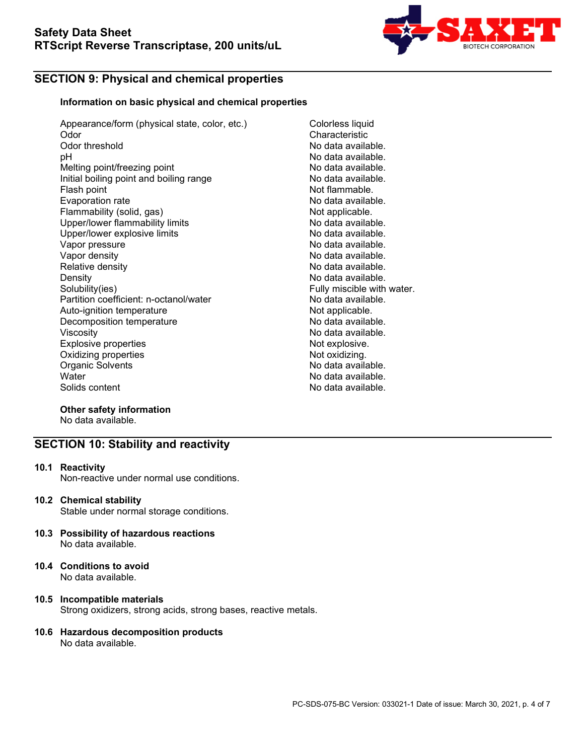## SECTION 9: Physical and chemical properties

### Information on basic physical and chemical properties

| Property | Value |
|---|---|
| Appearance/form (physical state, color, etc.) | Colorless liquid |
| Odor | Characteristic |
| Odor threshold | No data available. |
| pH | No data available. |
| Melting point/freezing point | No data available. |
| Initial boiling point and boiling range | No data available. |
| Flash point | Not flammable. |
| Evaporation rate | No data available. |
| Flammability (solid, gas) | Not applicable. |
| Upper/lower flammability limits | No data available. |
| Upper/lower explosive limits | No data available. |
| Vapor pressure | No data available. |
| Vapor density | No data available. |
| Relative density | No data available. |
| Density | No data available. |
| Solubility(ies) | Fully miscible with water. |
| Partition coefficient: n-octanol/water | No data available. |
| Auto-ignition temperature | Not applicable. |
| Decomposition temperature | No data available. |
| Viscosity | No data available. |
| Explosive properties | Not explosive. |
| Oxidizing properties | Not oxidizing. |
| Organic Solvents | No data available. |
| Water | No data available. |
| Solids content | No data available. |

### Other safety information

No data available.

## SECTION 10: Stability and reactivity

### 10.1 Reactivity

Non-reactive under normal use conditions.

### 10.2 Chemical stability

Stable under normal storage conditions.

### 10.3 Possibility of hazardous reactions

No data available.

### 10.4 Conditions to avoid

No data available.

### 10.5 Incompatible materials

Strong oxidizers, strong acids, strong bases, reactive metals.

### 10.6 Hazardous decomposition products

No data available.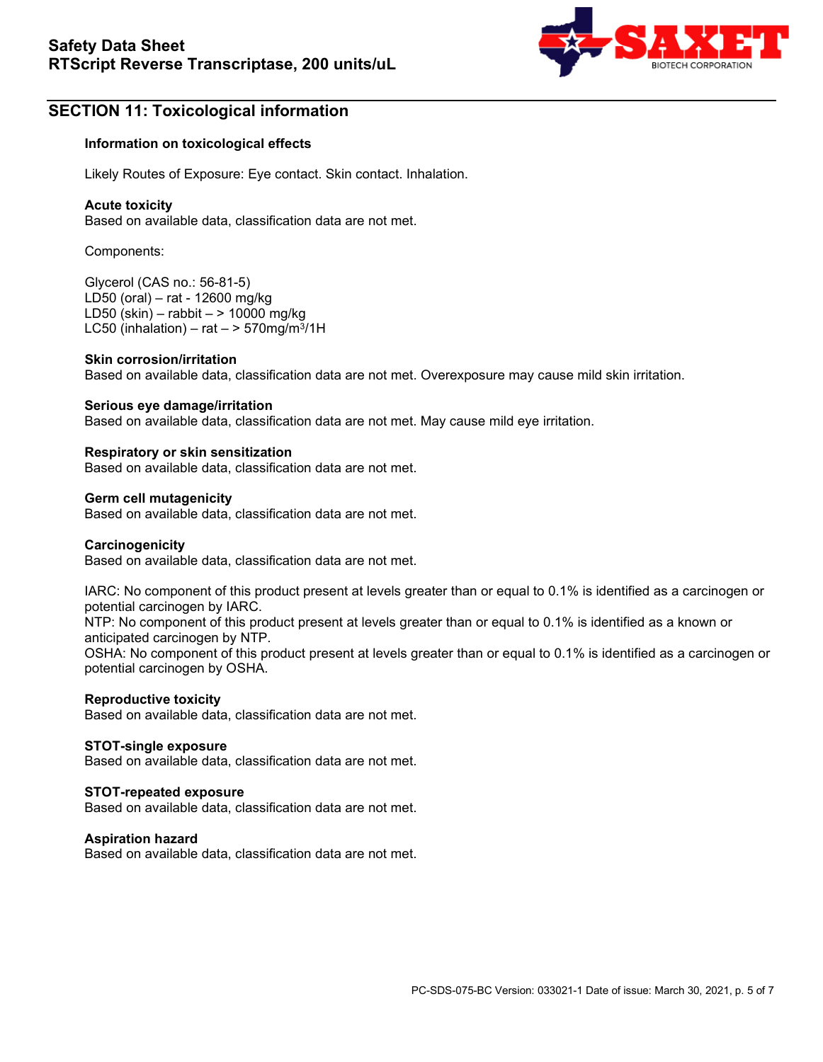## SECTION 11: Toxicological information

**Information on toxicological effects**

Likely Routes of Exposure: Eye contact. Skin contact. Inhalation.

**Acute toxicity**
Based on available data, classification data are not met.

Components:

Glycerol (CAS no.: 56-81-5)
LD50 (oral) – rat - 12600 mg/kg
LD50 (skin) – rabbit – > 10000 mg/kg
LC50 (inhalation) – rat – > 570mg/m$^3$/1H

**Skin corrosion/irritation**
Based on available data, classification data are not met. Overexposure may cause mild skin irritation.

**Serious eye damage/irritation**
Based on available data, classification data are not met. May cause mild eye irritation.

**Respiratory or skin sensitization**
Based on available data, classification data are not met.

**Germ cell mutagenicity**
Based on available data, classification data are not met.

**Carcinogenicity**
Based on available data, classification data are not met.

IARC: No component of this product present at levels greater than or equal to 0.1% is identified as a carcinogen or potential carcinogen by IARC.
NTP: No component of this product present at levels greater than or equal to 0.1% is identified as a known or anticipated carcinogen by NTP.
OSHA: No component of this product present at levels greater than or equal to 0.1% is identified as a carcinogen or potential carcinogen by OSHA.

**Reproductive toxicity**
Based on available data, classification data are not met.

**STOT-single exposure**
Based on available data, classification data are not met.

**STOT-repeated exposure**
Based on available data, classification data are not met.

**Aspiration hazard**
Based on available data, classification data are not met.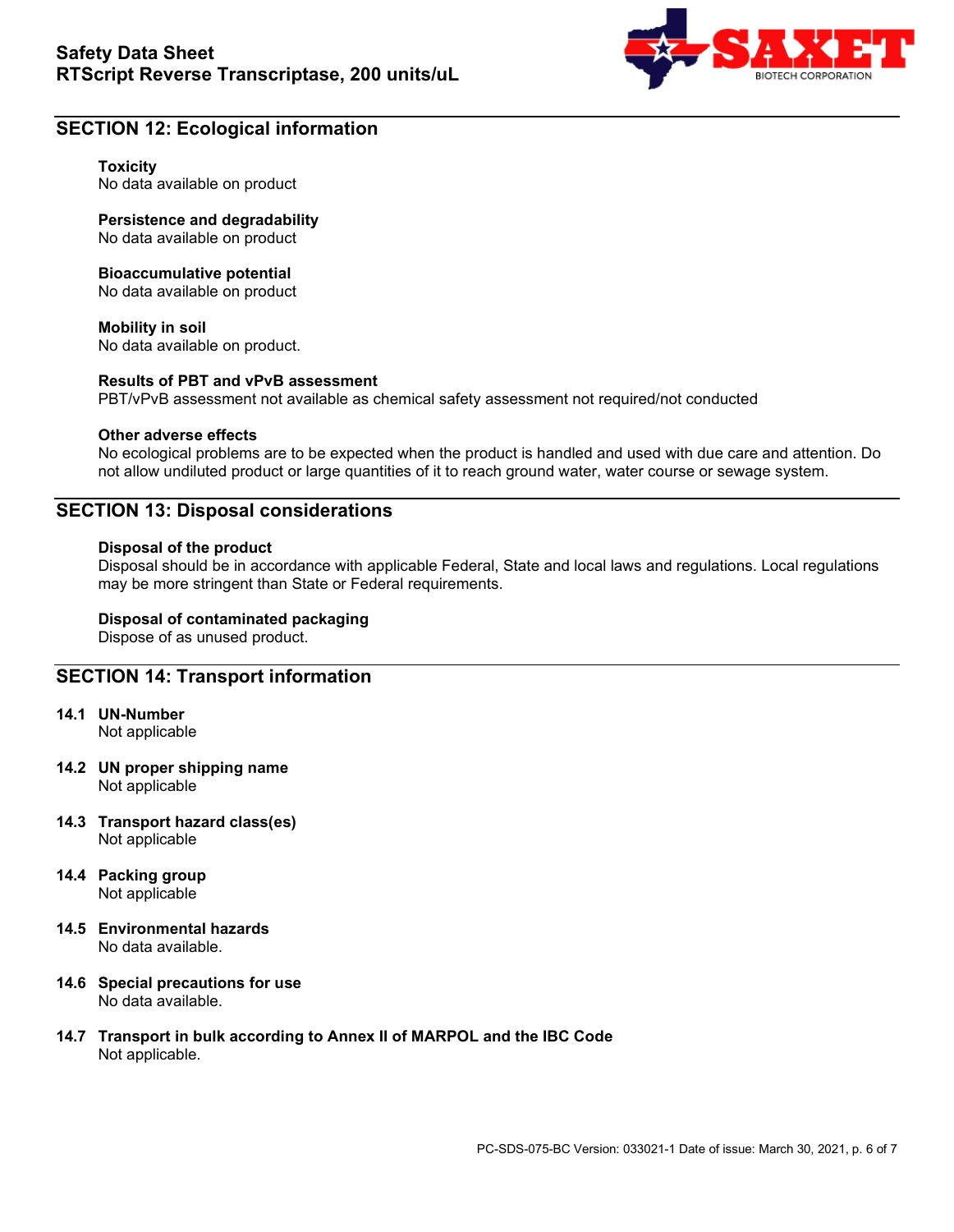## SECTION 12: Ecological information

**Toxicity**
No data available on product

**Persistence and degradability**
No data available on product

**Bioaccumulative potential**
No data available on product

**Mobility in soil**
No data available on product.

**Results of PBT and vPvB assessment**
PBT/vPvB assessment not available as chemical safety assessment not required/not conducted

**Other adverse effects**
No ecological problems are to be expected when the product is handled and used with due care and attention. Do not allow undiluted product or large quantities of it to reach ground water, water course or sewage system.

## SECTION 13: Disposal considerations

**Disposal of the product**
Disposal should be in accordance with applicable Federal, State and local laws and regulations. Local regulations may be more stringent than State or Federal requirements.

**Disposal of contaminated packaging**
Dispose of as unused product.

## SECTION 14: Transport information

**14.1 UN-Number**
Not applicable

**14.2 UN proper shipping name**
Not applicable

**14.3 Transport hazard class(es)**
Not applicable

**14.4 Packing group**
Not applicable

**14.5 Environmental hazards**
No data available.

**14.6 Special precautions for use**
No data available.

**14.7 Transport in bulk according to Annex II of MARPOL and the IBC Code**
Not applicable.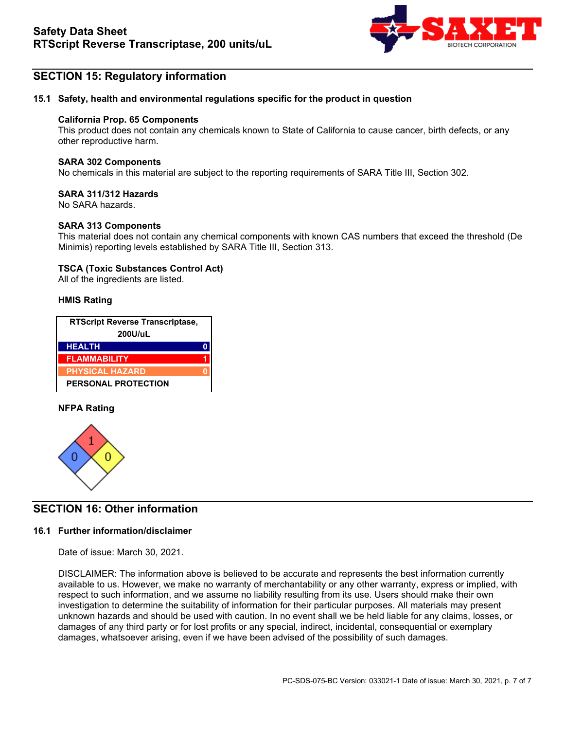## SECTION 15: Regulatory information

### 15.1 Safety, health and environmental regulations specific for the product in question

**California Prop. 65 Components**
This product does not contain any chemicals known to State of California to cause cancer, birth defects, or any other reproductive harm.

**SARA 302 Components**
No chemicals in this material are subject to the reporting requirements of SARA Title III, Section 302.

**SARA 311/312 Hazards**
No SARA hazards.

**SARA 313 Components**
This material does not contain any chemical components with known CAS numbers that exceed the threshold (De Minimis) reporting levels established by SARA Title III, Section 313.

**TSCA (Toxic Substances Control Act)**
All of the ingredients are listed.

**HMIS Rating**

| RTScript Reverse Transcriptase, 200U/uL | |
|---|---|
| HEALTH | 0 |
| FLAMMABILITY | 1 |
| PHYSICAL HAZARD | 0 |
| PERSONAL PROTECTION | |

**NFPA Rating**

1
0
0

## SECTION 16: Other information

### 16.1 Further information/disclaimer

Date of issue: March 30, 2021.

DISCLAIMER: The information above is believed to be accurate and represents the best information currently available to us. However, we make no warranty of merchantability or any other warranty, express or implied, with respect to such information, and we assume no liability resulting from its use. Users should make their own investigation to determine the suitability of information for their particular purposes. All materials may present unknown hazards and should be used with caution. In no event shall we be held liable for any claims, losses, or damages of any third party or for lost profits or any special, indirect, incidental, consequential or exemplary damages, whatsoever arising, even if we have been advised of the possibility of such damages.